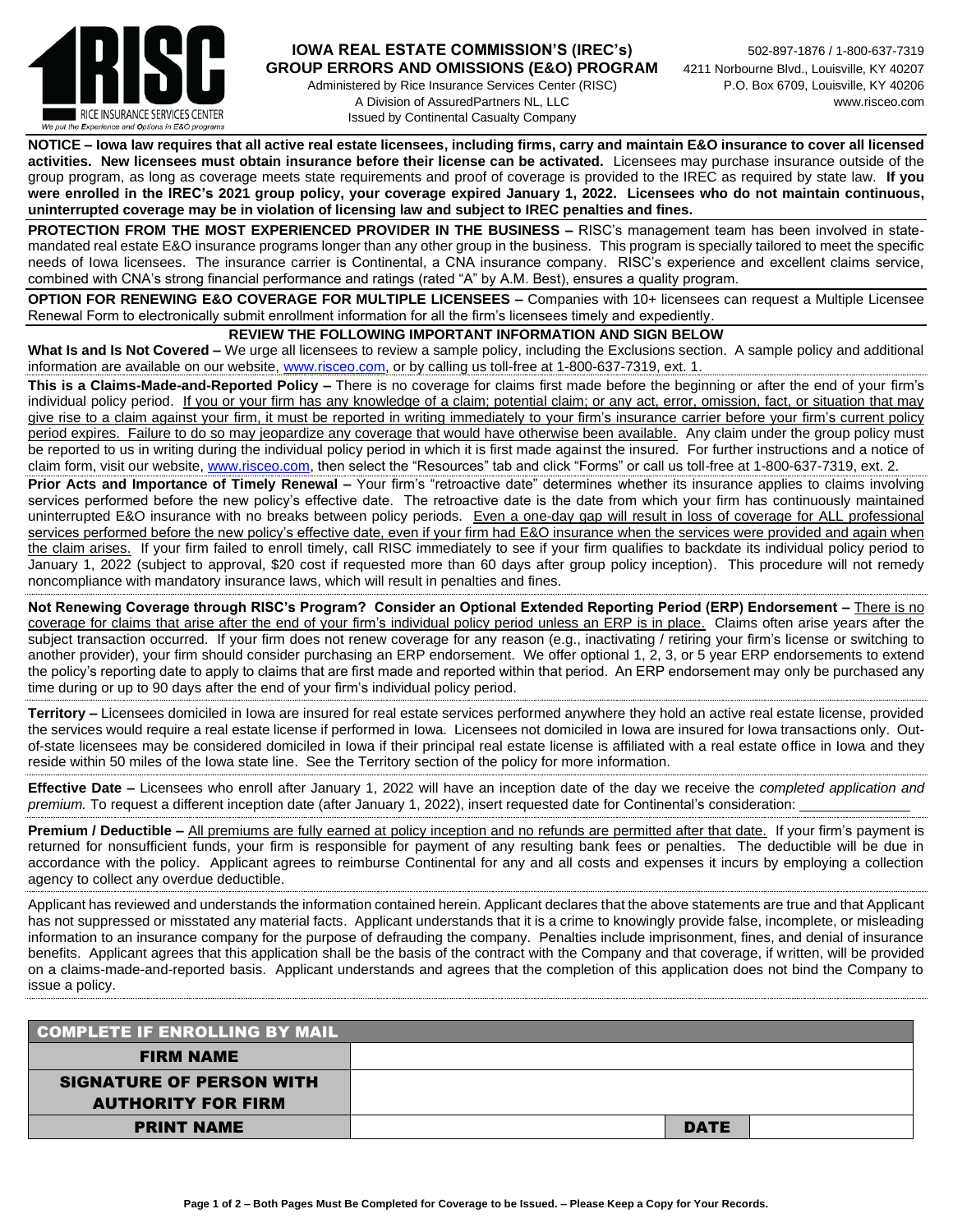RISC — RICE INSURANCE SERVICES CENTER
We put the Experience and Options in E&O programs

# IOWA REAL ESTATE COMMISSION'S (IREC's) GROUP ERRORS AND OMISSIONS (E&O) PROGRAM

Administered by Rice Insurance Services Center (RISC)
A Division of AssuredPartners NL, LLC
Issued by Continental Casualty Company

502-897-1876 / 1-800-637-7319
4211 Norbourne Blvd., Louisville, KY 40207
P.O. Box 6709, Louisville, KY 40206
www.risceo.com

**NOTICE – Iowa law requires that all active real estate licensees, including firms, carry and maintain E&O insurance to cover all licensed activities. New licensees must obtain insurance before their license can be activated.** Licensees may purchase insurance outside of the group program, as long as coverage meets state requirements and proof of coverage is provided to the IREC as required by state law. **If you were enrolled in the IREC's 2021 group policy, your coverage expired January 1, 2022. Licensees who do not maintain continuous, uninterrupted coverage may be in violation of licensing law and subject to IREC penalties and fines.**

**PROTECTION FROM THE MOST EXPERIENCED PROVIDER IN THE BUSINESS –** RISC's management team has been involved in state-mandated real estate E&O insurance programs longer than any other group in the business. This program is specially tailored to meet the specific needs of Iowa licensees. The insurance carrier is Continental, a CNA insurance company. RISC's experience and excellent claims service, combined with CNA's strong financial performance and ratings (rated "A" by A.M. Best), ensures a quality program.

**OPTION FOR RENEWING E&O COVERAGE FOR MULTIPLE LICENSEES –** Companies with 10+ licensees can request a Multiple Licensee Renewal Form to electronically submit enrollment information for all the firm's licensees timely and expediently.

## REVIEW THE FOLLOWING IMPORTANT INFORMATION AND SIGN BELOW

**What Is and Is Not Covered –** We urge all licensees to review a sample policy, including the Exclusions section. A sample policy and additional information are available on our website, www.risceo.com, or by calling us toll-free at 1-800-637-7319, ext. 1.

**This is a Claims-Made-and-Reported Policy –** There is no coverage for claims first made before the beginning or after the end of your firm's individual policy period. If you or your firm has any knowledge of a claim; potential claim; or any act, error, omission, fact, or situation that may give rise to a claim against your firm, it must be reported in writing immediately to your firm's insurance carrier before your firm's current policy period expires. Failure to do so may jeopardize any coverage that would have otherwise been available. Any claim under the group policy must be reported to us in writing during the individual policy period in which it is first made against the insured. For further instructions and a notice of claim form, visit our website, www.risceo.com, then select the "Resources" tab and click "Forms" or call us toll-free at 1-800-637-7319, ext. 2.

**Prior Acts and Importance of Timely Renewal –** Your firm's "retroactive date" determines whether its insurance applies to claims involving services performed before the new policy's effective date. The retroactive date is the date from which your firm has continuously maintained uninterrupted E&O insurance with no breaks between policy periods. Even a one-day gap will result in loss of coverage for ALL professional services performed before the new policy's effective date, even if your firm had E&O insurance when the services were provided and again when the claim arises. If your firm failed to enroll timely, call RISC immediately to see if your firm qualifies to backdate its individual policy period to January 1, 2022 (subject to approval, $20 cost if requested more than 60 days after group policy inception). This procedure will not remedy noncompliance with mandatory insurance laws, which will result in penalties and fines.

**Not Renewing Coverage through RISC's Program? Consider an Optional Extended Reporting Period (ERP) Endorsement –** There is no coverage for claims that arise after the end of your firm's individual policy period unless an ERP is in place. Claims often arise years after the subject transaction occurred. If your firm does not renew coverage for any reason (e.g., inactivating / retiring your firm's license or switching to another provider), your firm should consider purchasing an ERP endorsement. We offer optional 1, 2, 3, or 5 year ERP endorsements to extend the policy's reporting date to apply to claims that are first made and reported within that period. An ERP endorsement may only be purchased any time during or up to 90 days after the end of your firm's individual policy period.

**Territory –** Licensees domiciled in Iowa are insured for real estate services performed anywhere they hold an active real estate license, provided the services would require a real estate license if performed in Iowa. Licensees not domiciled in Iowa are insured for Iowa transactions only. Out-of-state licensees may be considered domiciled in Iowa if their principal real estate license is affiliated with a real estate office in Iowa and they reside within 50 miles of the Iowa state line. See the Territory section of the policy for more information.

**Effective Date –** Licensees who enroll after January 1, 2022 will have an inception date of the day we receive the *completed application and premium.* To request a different inception date (after January 1, 2022), insert requested date for Continental's consideration: ______________

**Premium / Deductible –** All premiums are fully earned at policy inception and no refunds are permitted after that date. If your firm's payment is returned for nonsufficient funds, your firm is responsible for payment of any resulting bank fees or penalties. The deductible will be due in accordance with the policy. Applicant agrees to reimburse Continental for any and all costs and expenses it incurs by employing a collection agency to collect any overdue deductible.

Applicant has reviewed and understands the information contained herein. Applicant declares that the above statements are true and that Applicant has not suppressed or misstated any material facts. Applicant understands that it is a crime to knowingly provide false, incomplete, or misleading information to an insurance company for the purpose of defrauding the company. Penalties include imprisonment, fines, and denial of insurance benefits. Applicant agrees that this application shall be the basis of the contract with the Company and that coverage, if written, will be provided on a claims-made-and-reported basis. Applicant understands and agrees that the completion of this application does not bind the Company to issue a policy.

| COMPLETE IF ENROLLING BY MAIL | | | |
|---|---|---|---|
| FIRM NAME | | | |
| SIGNATURE OF PERSON WITH AUTHORITY FOR FIRM | | | |
| PRINT NAME | | DATE | |

Page 1 of 2 – Both Pages Must Be Completed for Coverage to be Issued. – Please Keep a Copy for Your Records.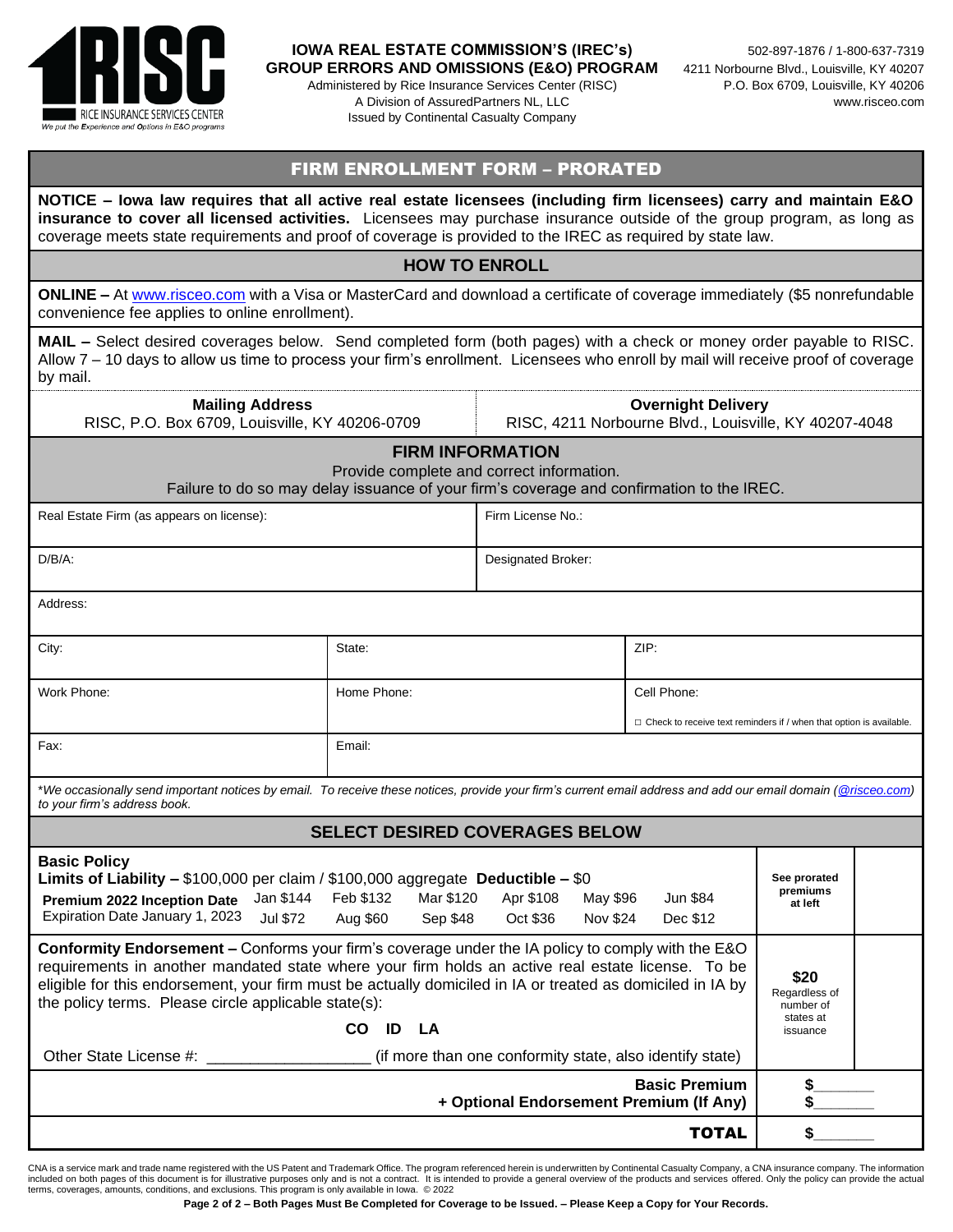**IOWA REAL ESTATE COMMISSION'S (IREC's)**
**GROUP ERRORS AND OMISSIONS (E&O) PROGRAM**
Administered by Rice Insurance Services Center (RISC)
A Division of AssuredPartners NL, LLC
Issued by Continental Casualty Company

502-897-1876 / 1-800-637-7319
4211 Norbourne Blvd., Louisville, KY 40207
P.O. Box 6709, Louisville, KY 40206
www.risceo.com

RISC — RICE INSURANCE SERVICES CENTER — *We put the Experience and Options in E&O programs*

# FIRM ENROLLMENT FORM – PRORATED

**NOTICE – Iowa law requires that all active real estate licensees (including firm licensees) carry and maintain E&O insurance to cover all licensed activities.** Licensees may purchase insurance outside of the group program, as long as coverage meets state requirements and proof of coverage is provided to the IREC as required by state law.

## HOW TO ENROLL

**ONLINE –** At www.risceo.com with a Visa or MasterCard and download a certificate of coverage immediately ($5 nonrefundable convenience fee applies to online enrollment).

**MAIL –** Select desired coverages below. Send completed form (both pages) with a check or money order payable to RISC. Allow 7 – 10 days to allow us time to process your firm's enrollment. Licensees who enroll by mail will receive proof of coverage by mail.

| Mailing Address | Overnight Delivery |
|---|---|
| RISC, P.O. Box 6709, Louisville, KY 40206-0709 | RISC, 4211 Norbourne Blvd., Louisville, KY 40207-4048 |

## FIRM INFORMATION

Provide complete and correct information.
Failure to do so may delay issuance of your firm's coverage and confirmation to the IREC.

| | | |
|---|---|---|
| Real Estate Firm (as appears on license): | Firm License No.: | |
| D/B/A: | Designated Broker: | |
| Address: | | |
| City: | State: | ZIP: |
| Work Phone: | Home Phone: | Cell Phone: ☐ Check to receive text reminders if / when that option is available. |
| Fax: | Email: | |

*\*We occasionally send important notices by email. To receive these notices, provide your firm's current email address and add our email domain (@risceo.com) to your firm's address book.*

## SELECT DESIRED COVERAGES BELOW

**Basic Policy**
**Limits of Liability –** $100,000 per claim / $100,000 aggregate **Deductible –** $0

| **Premium 2022 Inception Date** | Jan $144 | Feb $132 | Mar $120 | Apr $108 | May $96 | Jun $84 |
|---|---|---|---|---|---|---|
| Expiration Date January 1, 2023 | Jul $72 | Aug $60 | Sep $48 | Oct $36 | Nov $24 | Dec $12 |

**See prorated premiums at left**

**Conformity Endorsement –** Conforms your firm's coverage under the IA policy to comply with the E&O requirements in another mandated state where your firm holds an active real estate license. To be eligible for this endorsement, your firm must be actually domiciled in IA or treated as domiciled in IA by the policy terms. Please circle applicable state(s):

**CO ID LA**

Other State License #: __________________ (if more than one conformity state, also identify state)

**$20** Regardless of number of states at issuance

| | |
|---|---|
| **Basic Premium** | $_______ |
| **+ Optional Endorsement Premium (If Any)** | $_______ |
| **TOTAL** | $_______ |

CNA is a service mark and trade name registered with the US Patent and Trademark Office. The program referenced herein is underwritten by Continental Casualty Company, a CNA insurance company. The information included on both pages of this document is for illustrative purposes only and is not a contract. It is intended to provide a general overview of the products and services offered. Only the policy can provide the actual terms, coverages, amounts, conditions, and exclusions. This program is only available in Iowa. © 2022

**Page 2 of 2 – Both Pages Must Be Completed for Coverage to be Issued. – Please Keep a Copy for Your Records.**